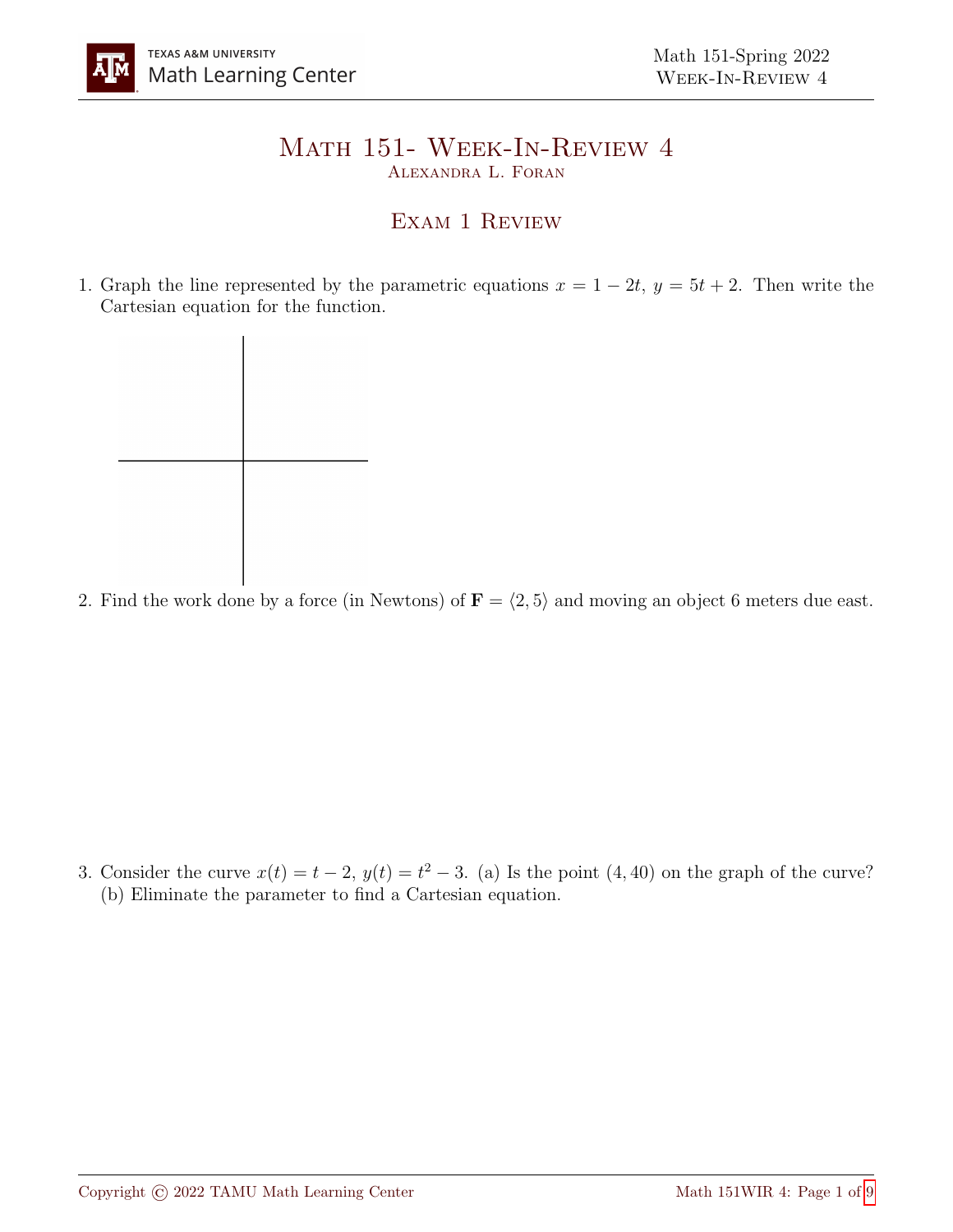# Math 151- Week-In-Review 4

Alexandra L. Foran

## Exam 1 Review

1. Graph the line represented by the parametric equations $x = 1 - 2t$, $y = 5t + 2$. Then write the Cartesian equation for the function.

2. Find the work done by a force (in Newtons) of $\mathbf{F} = \langle 2, 5 \rangle$ and moving an object 6 meters due east.

3. Consider the curve $x(t) = t - 2$, $y(t) = t^2 - 3$. (a) Is the point $(4, 40)$ on the graph of the curve? (b) Eliminate the parameter to find a Cartesian equation.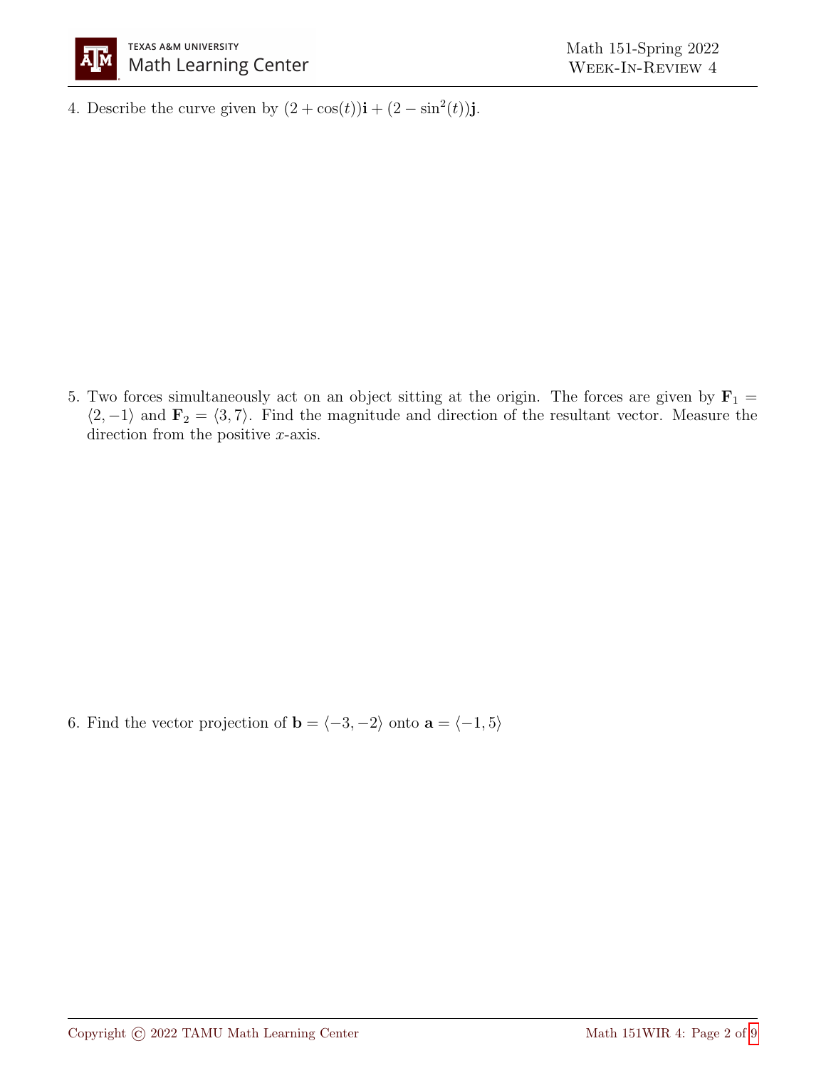4. Describe the curve given by $(2 + \cos(t))\mathbf{i} + (2 - \sin^2(t))\mathbf{j}$.

5. Two forces simultaneously act on an object sitting at the origin. The forces are given by $\mathbf{F}_1 = \langle 2, -1 \rangle$ and $\mathbf{F}_2 = \langle 3, 7 \rangle$. Find the magnitude and direction of the resultant vector. Measure the direction from the positive $x$-axis.

6. Find the vector projection of $\mathbf{b} = \langle -3, -2 \rangle$ onto $\mathbf{a} = \langle -1, 5 \rangle$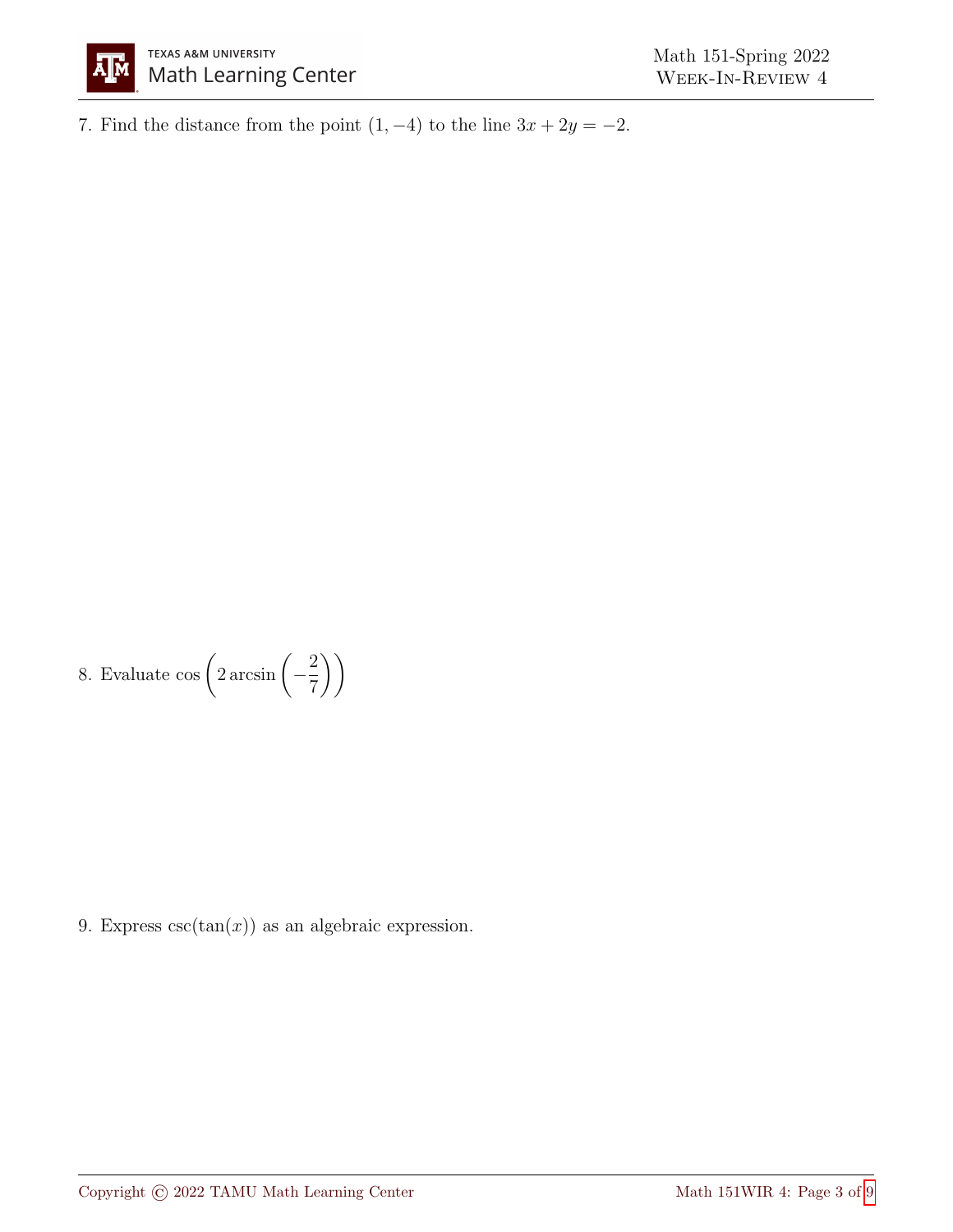7. Find the distance from the point $(1, -4)$ to the line $3x + 2y = -2$.

8. Evaluate $\cos\left(2\arcsin\left(-\dfrac{2}{7}\right)\right)$

9. Express $\csc(\tan(x))$ as an algebraic expression.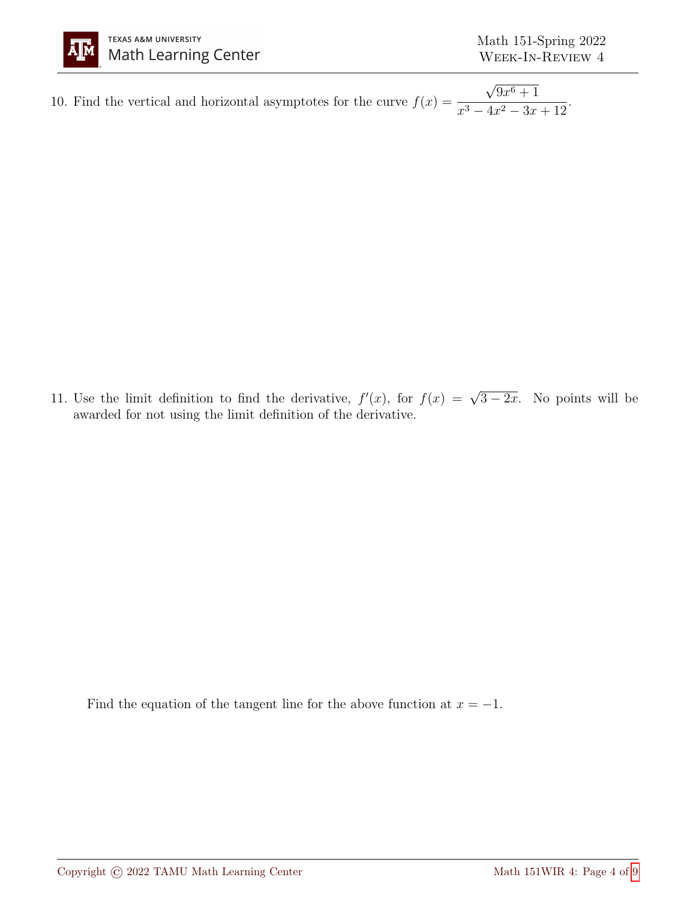10. Find the vertical and horizontal asymptotes for the curve $f(x) = \dfrac{\sqrt{9x^6+1}}{x^3 - 4x^2 - 3x + 12}$.

11. Use the limit definition to find the derivative, $f'(x)$, for $f(x) = \sqrt{3-2x}$. No points will be awarded for not using the limit definition of the derivative.

    Find the equation of the tangent line for the above function at $x = -1$.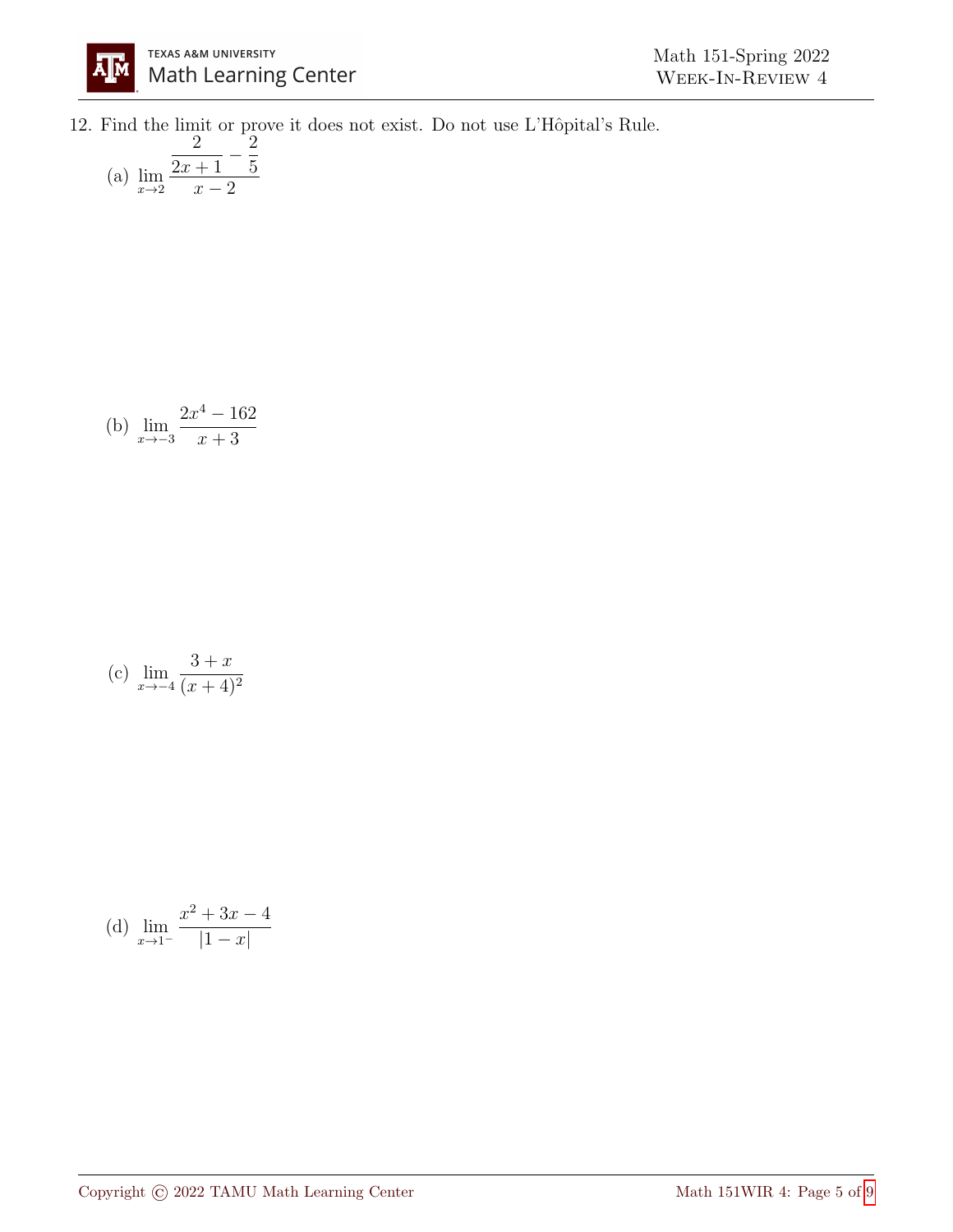12. Find the limit or prove it does not exist. Do not use L'Hôpital's Rule.

   (a) $\displaystyle \lim_{x \to 2} \frac{\frac{2}{2x+1} - \frac{2}{5}}{x-2}$

   (b) $\displaystyle \lim_{x \to -3} \frac{2x^4 - 162}{x+3}$

   (c) $\displaystyle \lim_{x \to -4} \frac{3+x}{(x+4)^2}$

   (d) $\displaystyle \lim_{x \to 1^-} \frac{x^2 + 3x - 4}{|1-x|}$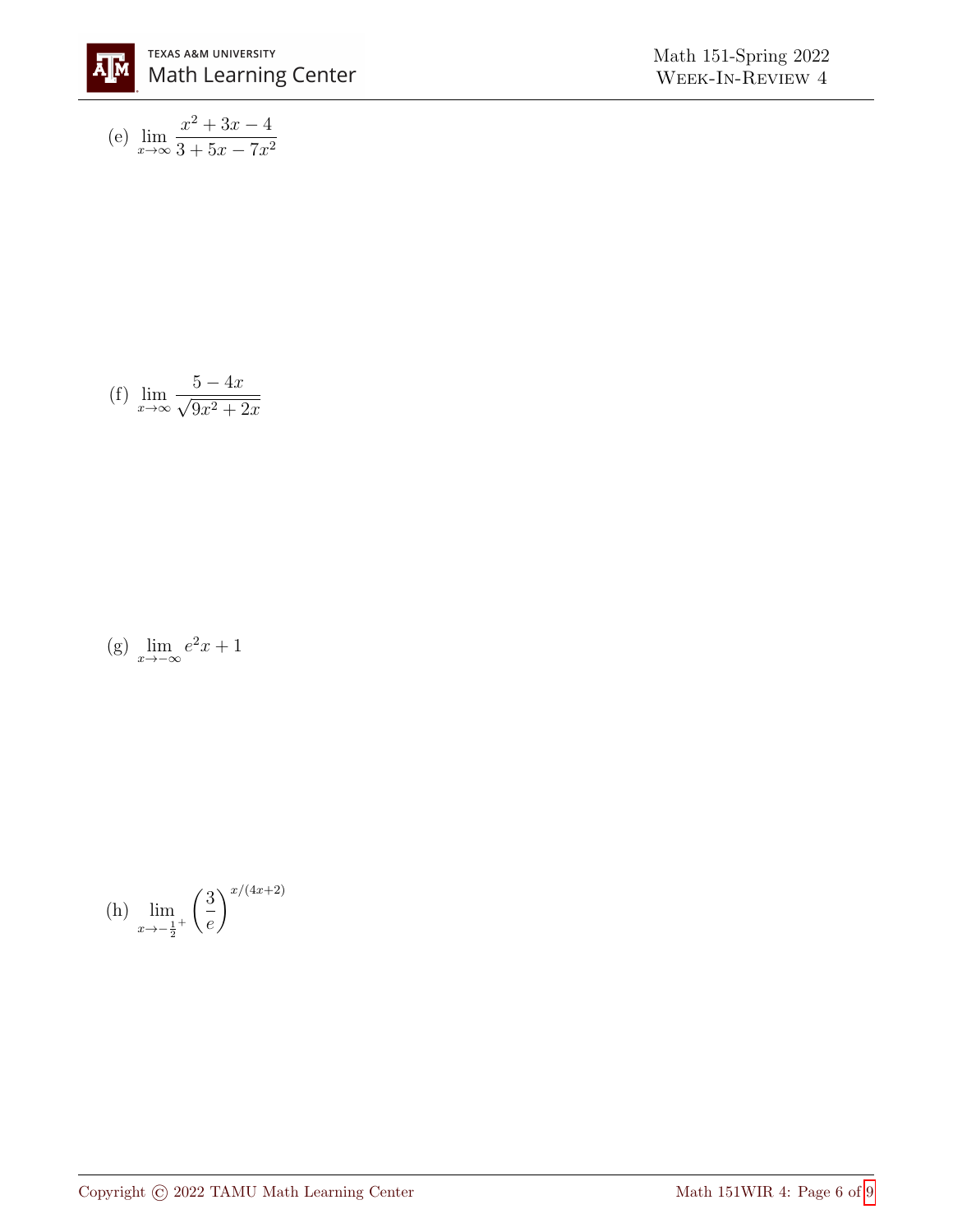(e) $\lim_{x\to\infty} \frac{x^2+3x-4}{3+5x-7x^2}$

(f) $\lim_{x\to\infty} \frac{5-4x}{\sqrt{9x^2+2x}}$

(g) $\lim_{x\to-\infty} e^2 x + 1$

(h) $\lim_{x\to-\frac{1}{2}^+} \left(\frac{3}{e}\right)^{x/(4x+2)}$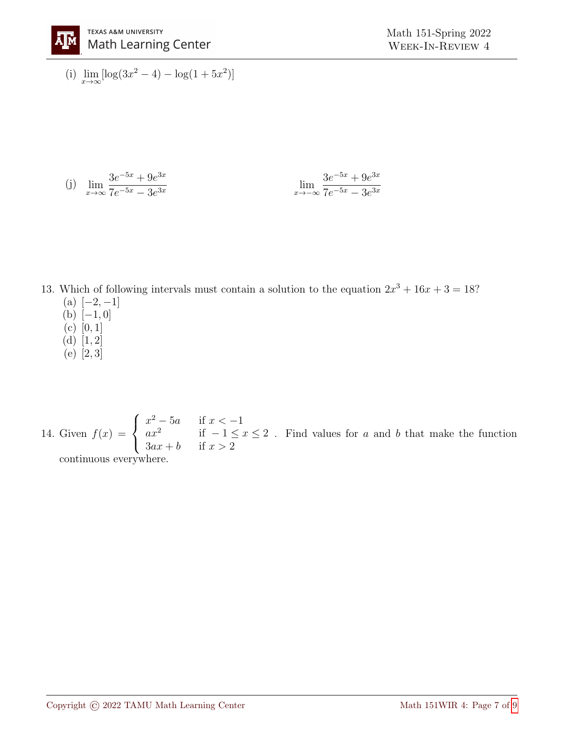(i) $\lim_{x\to\infty} [\log(3x^2 - 4) - \log(1 + 5x^2)]$

(j) $\lim_{x\to\infty} \dfrac{3e^{-5x} + 9e^{3x}}{7e^{-5x} - 3e^{3x}}$ $\qquad$ $\lim_{x\to-\infty} \dfrac{3e^{-5x} + 9e^{3x}}{7e^{-5x} - 3e^{3x}}$

13. Which of following intervals must contain a solution to the equation $2x^3 + 16x + 3 = 18$?
   (a) $[-2, -1]$
   (b) $[-1, 0]$
   (c) $[0, 1]$
   (d) $[1, 2]$
   (e) $[2, 3]$

14. Given $f(x) = \begin{cases} x^2 - 5a & \text{if } x < -1 \\ ax^2 & \text{if } -1 \leq x \leq 2 \\ 3ax + b & \text{if } x > 2 \end{cases}$. Find values for $a$ and $b$ that make the function continuous everywhere.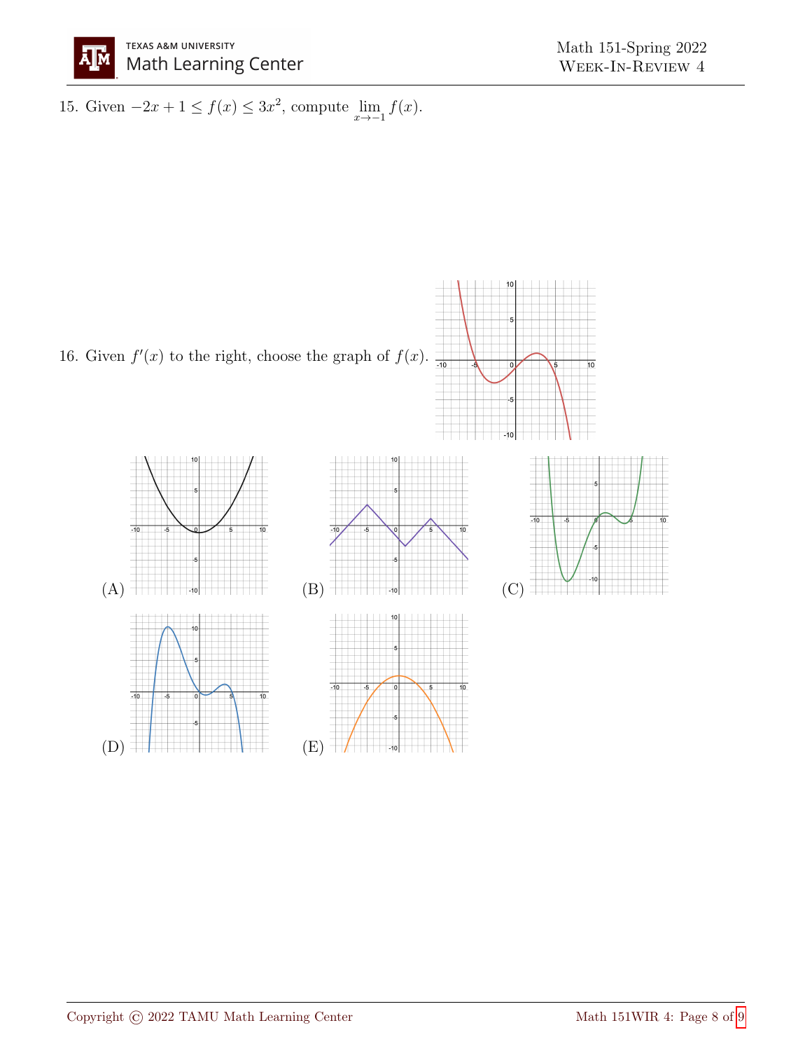15. Given $-2x + 1 \leq f(x) \leq 3x^2$, compute $\lim\limits_{x \to -1} f(x)$.

16. Given $f'(x)$ to the right, choose the graph of $f(x)$.

(A)

(B)

(C)

(D)

(E)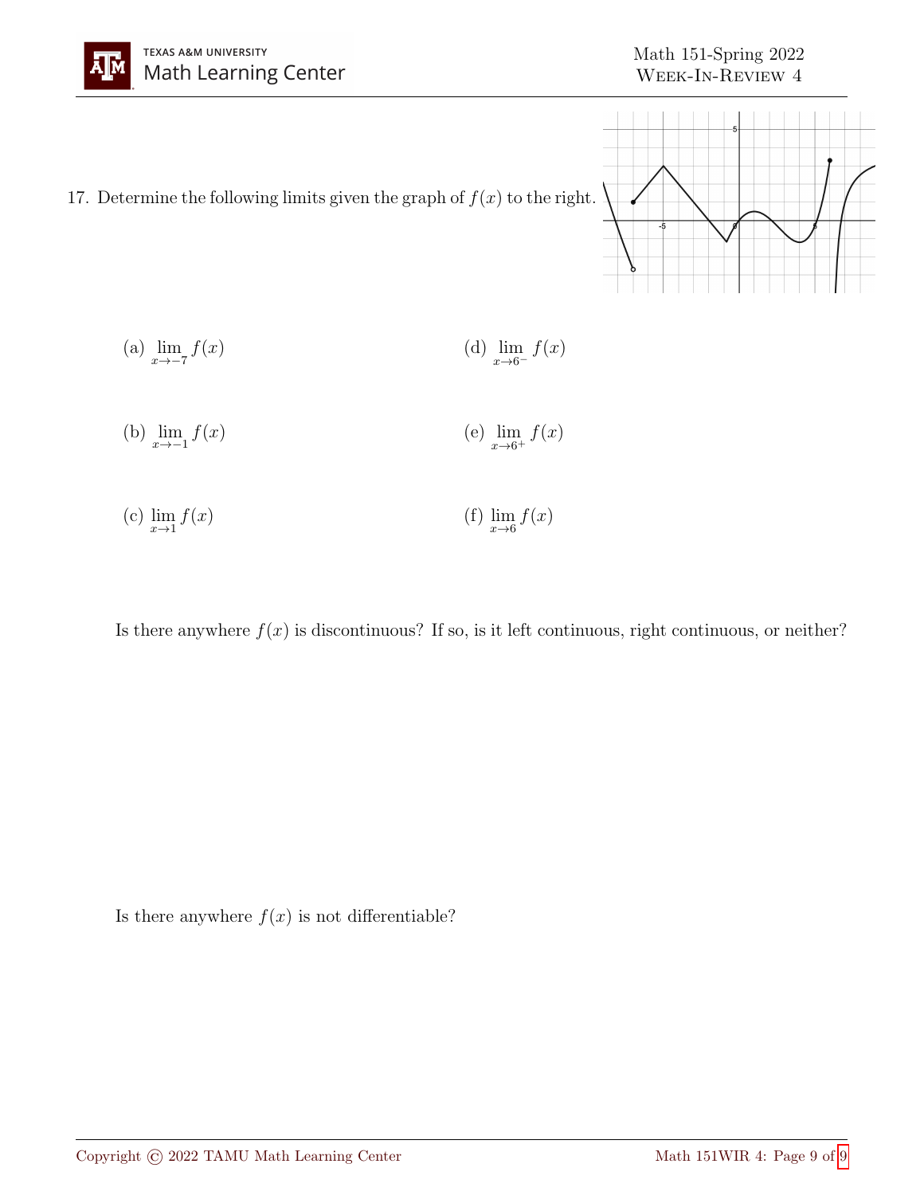17. Determine the following limits given the graph of $f(x)$ to the right.

5

-5

0

5

(a) $\lim_{x \to -7} f(x)$

(b) $\lim_{x \to -1} f(x)$

(c) $\lim_{x \to 1} f(x)$

(d) $\lim_{x \to 6^-} f(x)$

(e) $\lim_{x \to 6^+} f(x)$

(f) $\lim_{x \to 6} f(x)$

Is there anywhere $f(x)$ is discontinuous? If so, is it left continuous, right continuous, or neither?

Is there anywhere $f(x)$ is not differentiable?